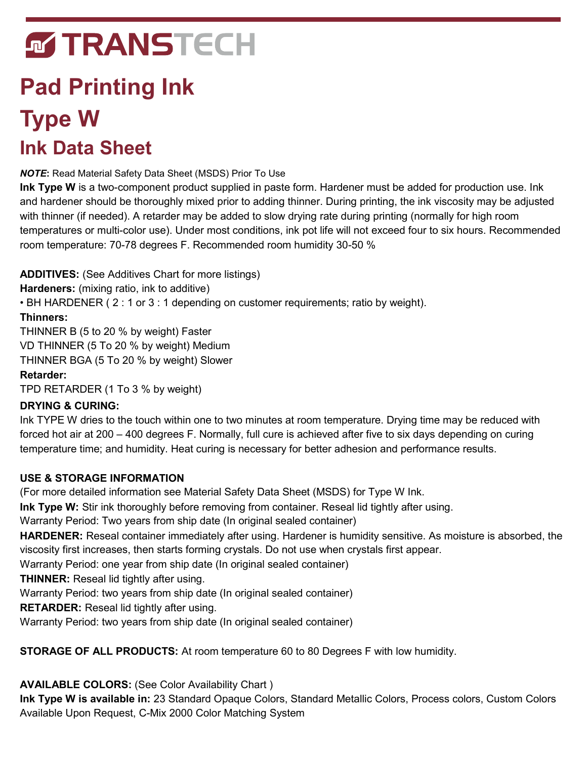TRANSTECH

# Pad Printing Ink

# Type W

## Ink Data Sheet

***NOTE***: Read Material Safety Data Sheet (MSDS) Prior To Use

**Ink Type W** is a two-component product supplied in paste form. Hardener must be added for production use. Ink and hardener should be thoroughly mixed prior to adding thinner. During printing, the ink viscosity may be adjusted with thinner (if needed). A retarder may be added to slow drying rate during printing (normally for high room temperatures or multi-color use). Under most conditions, ink pot life will not exceed four to six hours. Recommended room temperature: 70-78 degrees F. Recommended room humidity 30-50 %

**ADDITIVES:** (See Additives Chart for more listings)

**Hardeners:** (mixing ratio, ink to additive)

• BH HARDENER ( 2 : 1 or 3 : 1 depending on customer requirements; ratio by weight).

**Thinners:**

THINNER B (5 to 20 % by weight) Faster

VD THINNER (5 To 20 % by weight) Medium

THINNER BGA (5 To 20 % by weight) Slower

**Retarder:**

TPD RETARDER (1 To 3 % by weight)

**DRYING & CURING:**

Ink TYPE W dries to the touch within one to two minutes at room temperature. Drying time may be reduced with forced hot air at 200 – 400 degrees F. Normally, full cure is achieved after five to six days depending on curing temperature time; and humidity. Heat curing is necessary for better adhesion and performance results.

**USE & STORAGE INFORMATION**

(For more detailed information see Material Safety Data Sheet (MSDS) for Type W Ink.

**Ink Type W:** Stir ink thoroughly before removing from container. Reseal lid tightly after using.

Warranty Period: Two years from ship date (In original sealed container)

**HARDENER:** Reseal container immediately after using. Hardener is humidity sensitive. As moisture is absorbed, the viscosity first increases, then starts forming crystals. Do not use when crystals first appear.

Warranty Period: one year from ship date (In original sealed container)

**THINNER:** Reseal lid tightly after using.

Warranty Period: two years from ship date (In original sealed container)

**RETARDER:** Reseal lid tightly after using.

Warranty Period: two years from ship date (In original sealed container)

**STORAGE OF ALL PRODUCTS:** At room temperature 60 to 80 Degrees F with low humidity.

**AVAILABLE COLORS:** (See Color Availability Chart )

**Ink Type W is available in:** 23 Standard Opaque Colors, Standard Metallic Colors, Process colors, Custom Colors Available Upon Request, C-Mix 2000 Color Matching System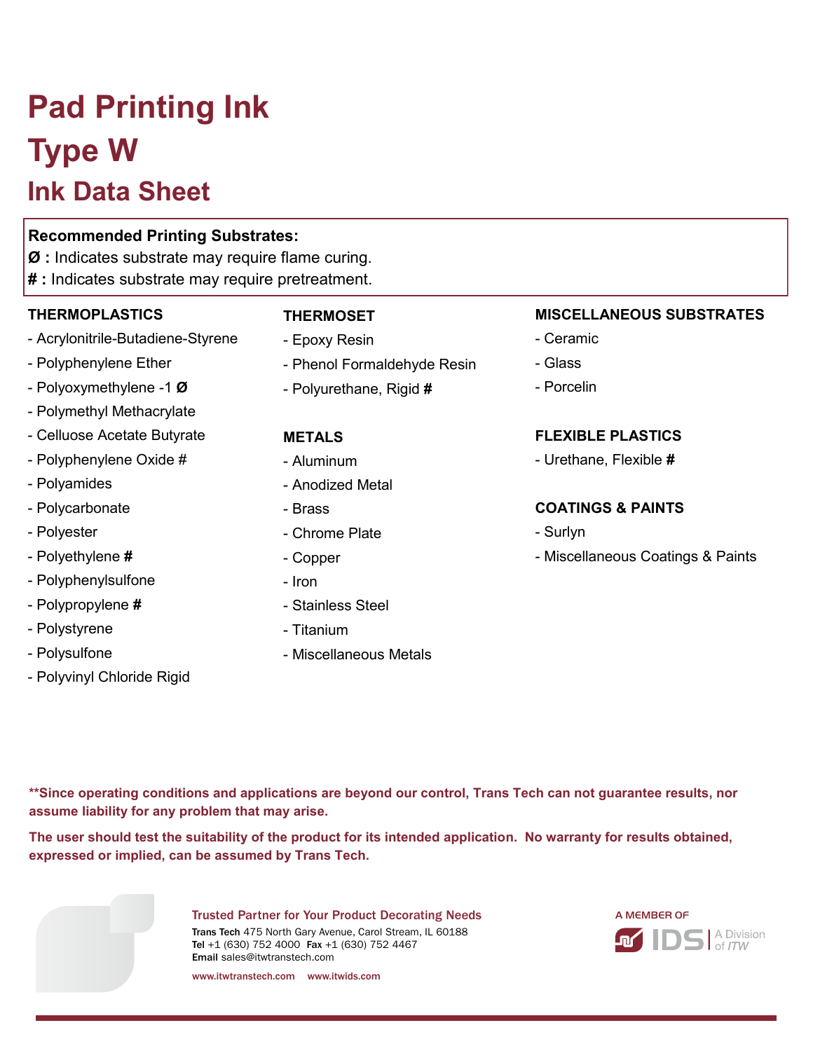# Pad Printing Ink

# Type W

## Ink Data Sheet

**Recommended Printing Substrates:**

**Ø :** Indicates substrate may require flame curing.

**# :** Indicates substrate may require pretreatment.

### THERMOPLASTICS

- Acrylonitrile-Butadiene-Styrene
- Polyphenylene Ether
- Polyoxymethylene -1 **Ø**
- Polymethyl Methacrylate
- Celluose Acetate Butyrate
- Polyphenylene Oxide #
- Polyamides
- Polycarbonate
- Polyester
- Polyethylene **#**
- Polyphenylsulfone
- Polypropylene **#**
- Polystyrene
- Polysulfone
- Polyvinyl Chloride Rigid

### THERMOSET

- Epoxy Resin
- Phenol Formaldehyde Resin
- Polyurethane, Rigid **#**

### METALS

- Aluminum
- Anodized Metal
- Brass
- Chrome Plate
- Copper
- Iron
- Stainless Steel
- Titanium
- Miscellaneous Metals

### MISCELLANEOUS SUBSTRATES

- Ceramic
- Glass
- Porcelin

### FLEXIBLE PLASTICS

- Urethane, Flexible **#**

### COATINGS & PAINTS

- Surlyn
- Miscellaneous Coatings & Paints

**Since operating conditions and applications are beyond our control, Trans Tech can not guarantee results, nor assume liability for any problem that may arise.**

**The user should test the suitability of the product for its intended application. No warranty for results obtained, expressed or implied, can be assumed by Trans Tech.**

Trusted Partner for Your Product Decorating Needs

**Trans Tech** 475 North Gary Avenue, Carol Stream, IL 60188
**Tel** +1 (630) 752 4000 **Fax** +1 (630) 752 4467
**Email** sales@itwtranstech.com

www.itwtranstech.com www.itwids.com

A MEMBER OF IDS | A Division of ITW